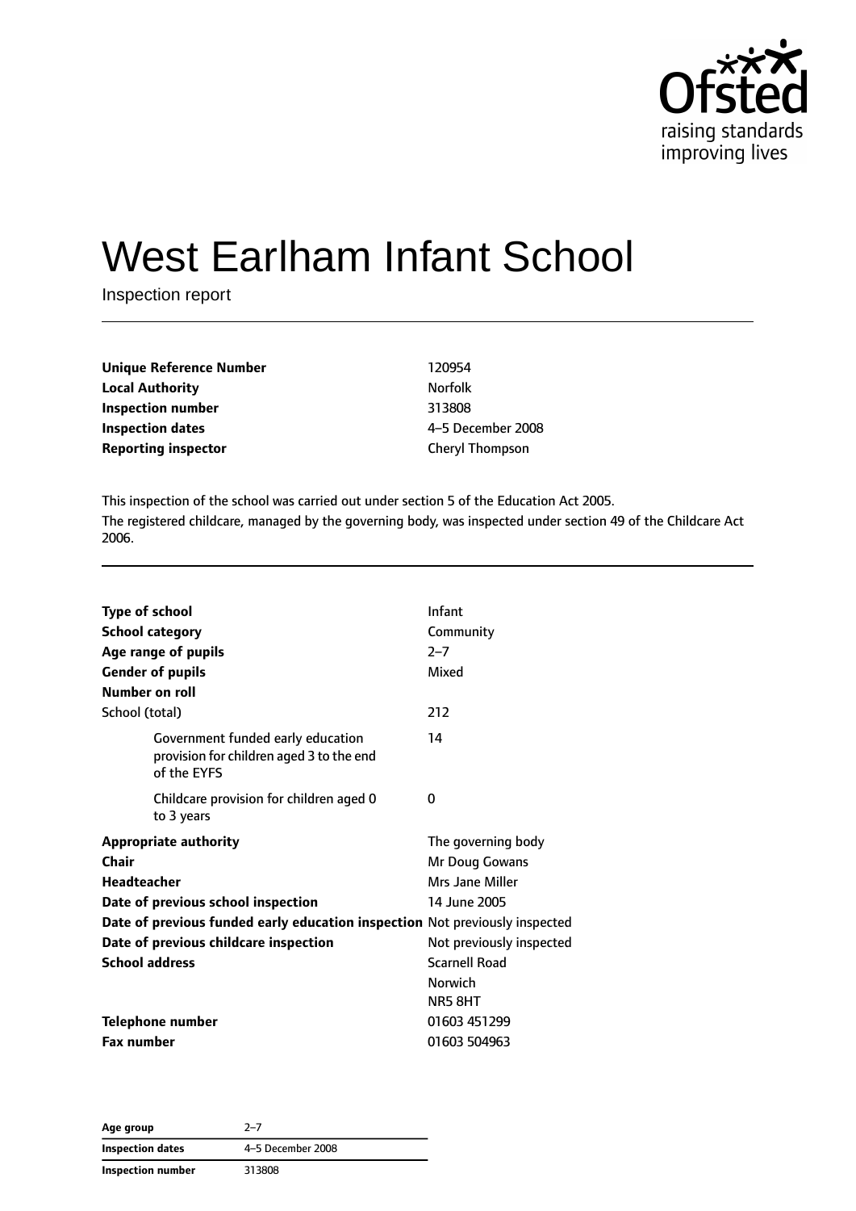# West Earlham Infant School

Inspection report

| | |
|---|---|
| **Unique Reference Number** | 120954 |
| **Local Authority** | Norfolk |
| **Inspection number** | 313808 |
| **Inspection dates** | 4–5 December 2008 |
| **Reporting inspector** | Cheryl Thompson |

This inspection of the school was carried out under section 5 of the Education Act 2005.

The registered childcare, managed by the governing body, was inspected under section 49 of the Childcare Act 2006.

| | |
|---|---|
| **Type of school** | Infant |
| **School category** | Community |
| **Age range of pupils** | 2–7 |
| **Gender of pupils** | Mixed |
| **Number on roll** | |
| School (total) | 212 |
| Government funded early education provision for children aged 3 to the end of the EYFS | 14 |
| Childcare provision for children aged 0 to 3 years | 0 |
| **Appropriate authority** | The governing body |
| **Chair** | Mr Doug Gowans |
| **Headteacher** | Mrs Jane Miller |
| **Date of previous school inspection** | 14 June 2005 |
| **Date of previous funded early education inspection** | Not previously inspected |
| **Date of previous childcare inspection** | Not previously inspected |
| **School address** | Scarnell Road<br>Norwich<br>NR5 8HT |
| **Telephone number** | 01603 451299 |
| **Fax number** | 01603 504963 |

| | |
|---|---|
| **Age group** | 2–7 |
| **Inspection dates** | 4–5 December 2008 |
| **Inspection number** | 313808 |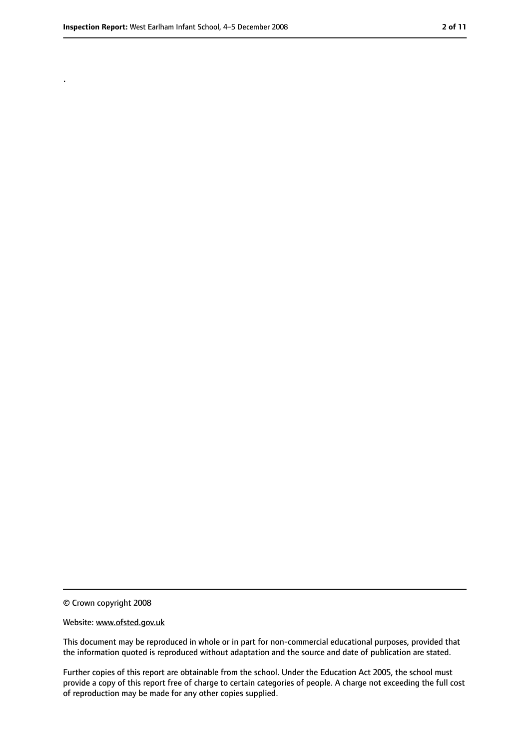.

© Crown copyright 2008

Website: www.ofsted.gov.uk

This document may be reproduced in whole or in part for non-commercial educational purposes, provided that the information quoted is reproduced without adaptation and the source and date of publication are stated.

Further copies of this report are obtainable from the school. Under the Education Act 2005, the school must provide a copy of this report free of charge to certain categories of people. A charge not exceeding the full cost of reproduction may be made for any other copies supplied.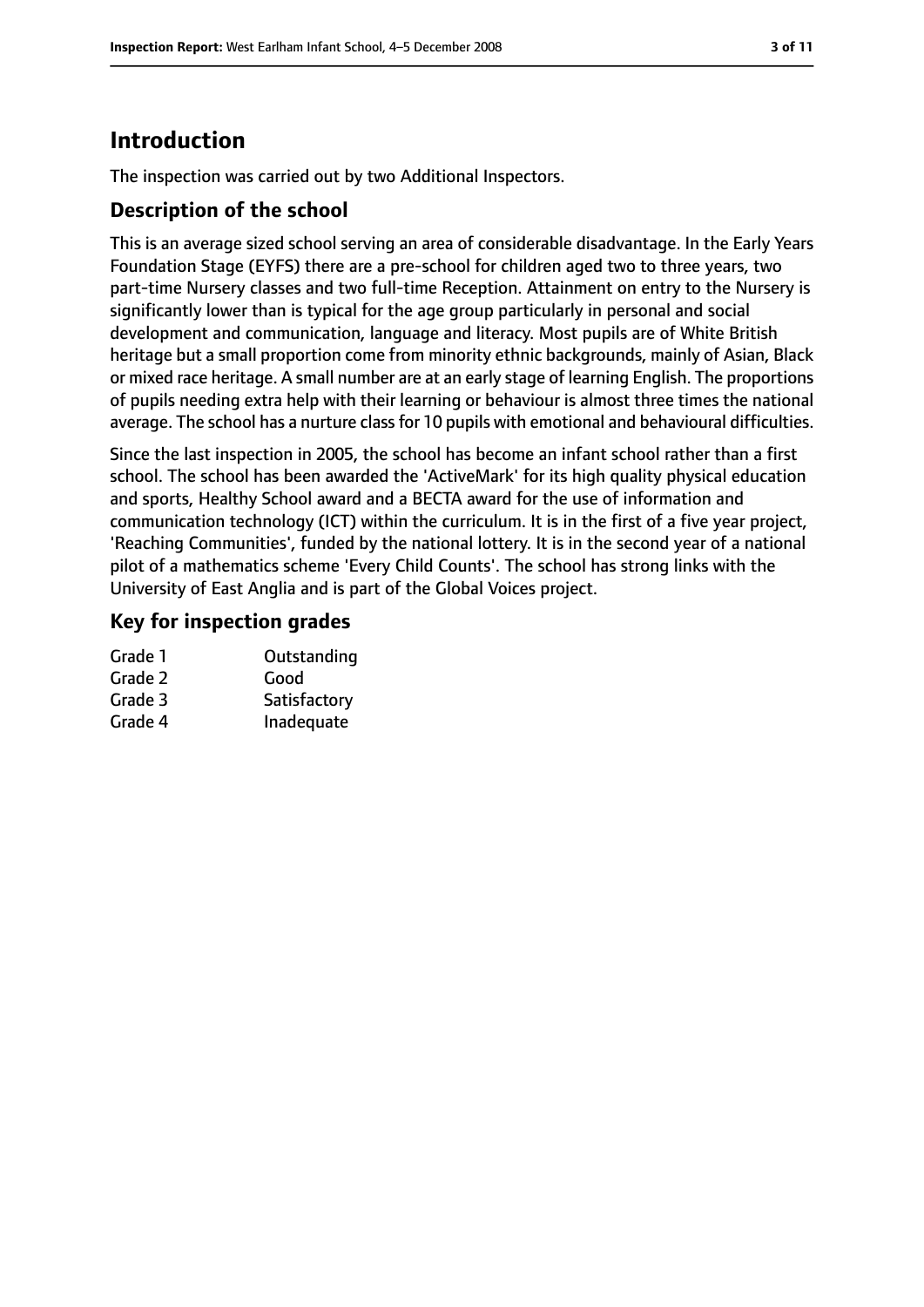# Introduction

The inspection was carried out by two Additional Inspectors.

## Description of the school

This is an average sized school serving an area of considerable disadvantage. In the Early Years Foundation Stage (EYFS) there are a pre-school for children aged two to three years, two part-time Nursery classes and two full-time Reception. Attainment on entry to the Nursery is significantly lower than is typical for the age group particularly in personal and social development and communication, language and literacy. Most pupils are of White British heritage but a small proportion come from minority ethnic backgrounds, mainly of Asian, Black or mixed race heritage. A small number are at an early stage of learning English. The proportions of pupils needing extra help with their learning or behaviour is almost three times the national average. The school has a nurture class for 10 pupils with emotional and behavioural difficulties.

Since the last inspection in 2005, the school has become an infant school rather than a first school. The school has been awarded the 'ActiveMark' for its high quality physical education and sports, Healthy School award and a BECTA award for the use of information and communication technology (ICT) within the curriculum. It is in the first of a five year project, 'Reaching Communities', funded by the national lottery. It is in the second year of a national pilot of a mathematics scheme 'Every Child Counts'. The school has strong links with the University of East Anglia and is part of the Global Voices project.

## Key for inspection grades

| | |
|---|---|
| Grade 1 | Outstanding |
| Grade 2 | Good |
| Grade 3 | Satisfactory |
| Grade 4 | Inadequate |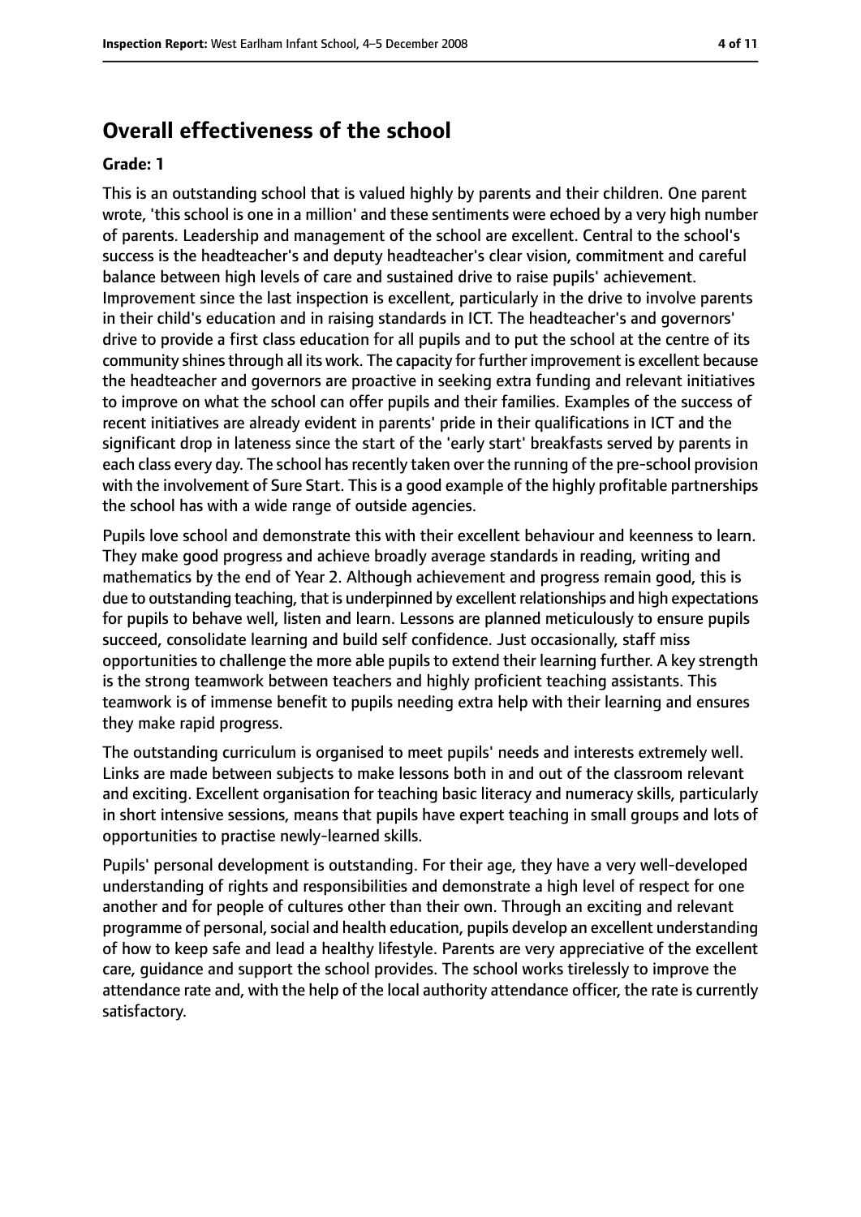## Overall effectiveness of the school

**Grade: 1**

This is an outstanding school that is valued highly by parents and their children. One parent wrote, 'this school is one in a million' and these sentiments were echoed by a very high number of parents. Leadership and management of the school are excellent. Central to the school's success is the headteacher's and deputy headteacher's clear vision, commitment and careful balance between high levels of care and sustained drive to raise pupils' achievement. Improvement since the last inspection is excellent, particularly in the drive to involve parents in their child's education and in raising standards in ICT. The headteacher's and governors' drive to provide a first class education for all pupils and to put the school at the centre of its community shines through all its work. The capacity for further improvement is excellent because the headteacher and governors are proactive in seeking extra funding and relevant initiatives to improve on what the school can offer pupils and their families. Examples of the success of recent initiatives are already evident in parents' pride in their qualifications in ICT and the significant drop in lateness since the start of the 'early start' breakfasts served by parents in each class every day. The school has recently taken over the running of the pre-school provision with the involvement of Sure Start. This is a good example of the highly profitable partnerships the school has with a wide range of outside agencies.

Pupils love school and demonstrate this with their excellent behaviour and keenness to learn. They make good progress and achieve broadly average standards in reading, writing and mathematics by the end of Year 2. Although achievement and progress remain good, this is due to outstanding teaching, that is underpinned by excellent relationships and high expectations for pupils to behave well, listen and learn. Lessons are planned meticulously to ensure pupils succeed, consolidate learning and build self confidence. Just occasionally, staff miss opportunities to challenge the more able pupils to extend their learning further. A key strength is the strong teamwork between teachers and highly proficient teaching assistants. This teamwork is of immense benefit to pupils needing extra help with their learning and ensures they make rapid progress.

The outstanding curriculum is organised to meet pupils' needs and interests extremely well. Links are made between subjects to make lessons both in and out of the classroom relevant and exciting. Excellent organisation for teaching basic literacy and numeracy skills, particularly in short intensive sessions, means that pupils have expert teaching in small groups and lots of opportunities to practise newly-learned skills.

Pupils' personal development is outstanding. For their age, they have a very well-developed understanding of rights and responsibilities and demonstrate a high level of respect for one another and for people of cultures other than their own. Through an exciting and relevant programme of personal, social and health education, pupils develop an excellent understanding of how to keep safe and lead a healthy lifestyle. Parents are very appreciative of the excellent care, guidance and support the school provides. The school works tirelessly to improve the attendance rate and, with the help of the local authority attendance officer, the rate is currently satisfactory.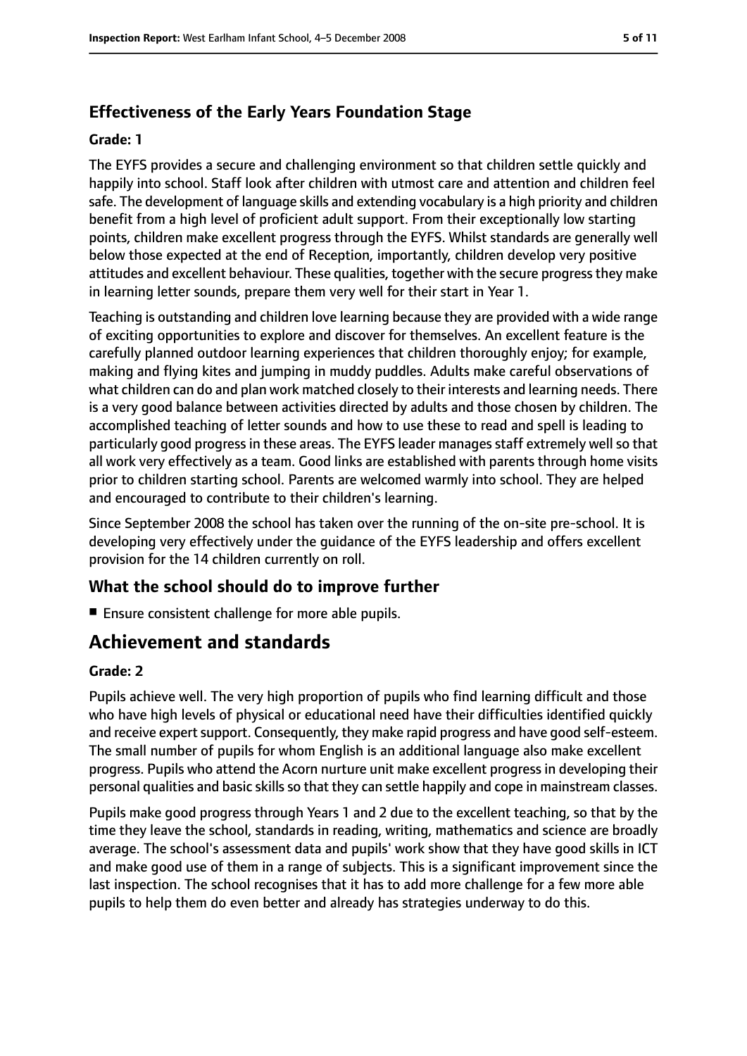### Effectiveness of the Early Years Foundation Stage

**Grade: 1**

The EYFS provides a secure and challenging environment so that children settle quickly and happily into school. Staff look after children with utmost care and attention and children feel safe. The development of language skills and extending vocabulary is a high priority and children benefit from a high level of proficient adult support. From their exceptionally low starting points, children make excellent progress through the EYFS. Whilst standards are generally well below those expected at the end of Reception, importantly, children develop very positive attitudes and excellent behaviour. These qualities, together with the secure progress they make in learning letter sounds, prepare them very well for their start in Year 1.

Teaching is outstanding and children love learning because they are provided with a wide range of exciting opportunities to explore and discover for themselves. An excellent feature is the carefully planned outdoor learning experiences that children thoroughly enjoy; for example, making and flying kites and jumping in muddy puddles. Adults make careful observations of what children can do and plan work matched closely to their interests and learning needs. There is a very good balance between activities directed by adults and those chosen by children. The accomplished teaching of letter sounds and how to use these to read and spell is leading to particularly good progress in these areas. The EYFS leader manages staff extremely well so that all work very effectively as a team. Good links are established with parents through home visits prior to children starting school. Parents are welcomed warmly into school. They are helped and encouraged to contribute to their children's learning.

Since September 2008 the school has taken over the running of the on-site pre-school. It is developing very effectively under the guidance of the EYFS leadership and offers excellent provision for the 14 children currently on roll.

### What the school should do to improve further

- Ensure consistent challenge for more able pupils.

## Achievement and standards

**Grade: 2**

Pupils achieve well. The very high proportion of pupils who find learning difficult and those who have high levels of physical or educational need have their difficulties identified quickly and receive expert support. Consequently, they make rapid progress and have good self-esteem. The small number of pupils for whom English is an additional language also make excellent progress. Pupils who attend the Acorn nurture unit make excellent progress in developing their personal qualities and basic skills so that they can settle happily and cope in mainstream classes.

Pupils make good progress through Years 1 and 2 due to the excellent teaching, so that by the time they leave the school, standards in reading, writing, mathematics and science are broadly average. The school's assessment data and pupils' work show that they have good skills in ICT and make good use of them in a range of subjects. This is a significant improvement since the last inspection. The school recognises that it has to add more challenge for a few more able pupils to help them do even better and already has strategies underway to do this.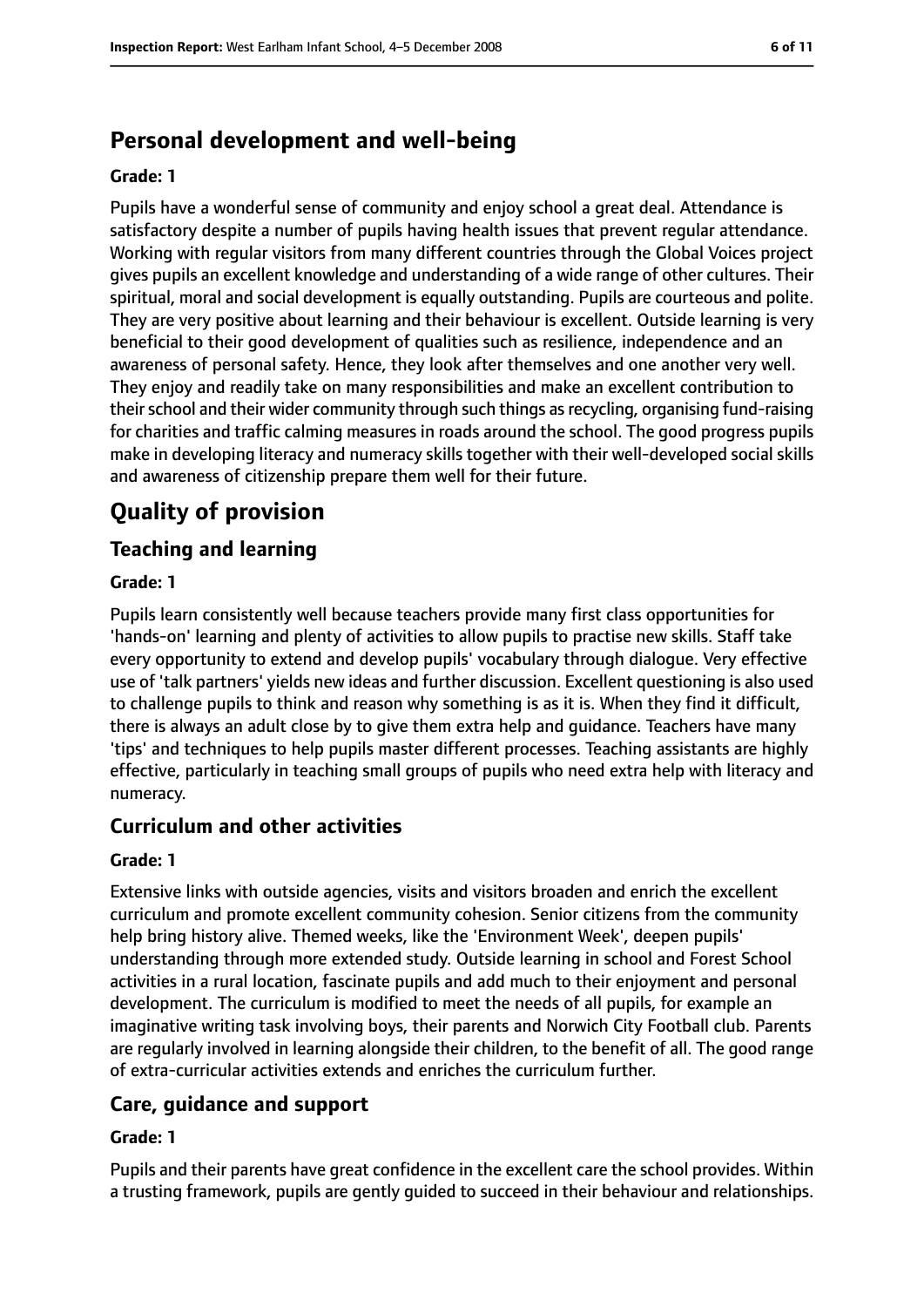## Personal development and well-being

**Grade: 1**

Pupils have a wonderful sense of community and enjoy school a great deal. Attendance is satisfactory despite a number of pupils having health issues that prevent regular attendance. Working with regular visitors from many different countries through the Global Voices project gives pupils an excellent knowledge and understanding of a wide range of other cultures. Their spiritual, moral and social development is equally outstanding. Pupils are courteous and polite. They are very positive about learning and their behaviour is excellent. Outside learning is very beneficial to their good development of qualities such as resilience, independence and an awareness of personal safety. Hence, they look after themselves and one another very well. They enjoy and readily take on many responsibilities and make an excellent contribution to their school and their wider community through such things as recycling, organising fund-raising for charities and traffic calming measures in roads around the school. The good progress pupils make in developing literacy and numeracy skills together with their well-developed social skills and awareness of citizenship prepare them well for their future.

# Quality of provision

## Teaching and learning

**Grade: 1**

Pupils learn consistently well because teachers provide many first class opportunities for 'hands-on' learning and plenty of activities to allow pupils to practise new skills. Staff take every opportunity to extend and develop pupils' vocabulary through dialogue. Very effective use of 'talk partners' yields new ideas and further discussion. Excellent questioning is also used to challenge pupils to think and reason why something is as it is. When they find it difficult, there is always an adult close by to give them extra help and guidance. Teachers have many 'tips' and techniques to help pupils master different processes. Teaching assistants are highly effective, particularly in teaching small groups of pupils who need extra help with literacy and numeracy.

## Curriculum and other activities

**Grade: 1**

Extensive links with outside agencies, visits and visitors broaden and enrich the excellent curriculum and promote excellent community cohesion. Senior citizens from the community help bring history alive. Themed weeks, like the 'Environment Week', deepen pupils' understanding through more extended study. Outside learning in school and Forest School activities in a rural location, fascinate pupils and add much to their enjoyment and personal development. The curriculum is modified to meet the needs of all pupils, for example an imaginative writing task involving boys, their parents and Norwich City Football club. Parents are regularly involved in learning alongside their children, to the benefit of all. The good range of extra-curricular activities extends and enriches the curriculum further.

## Care, guidance and support

**Grade: 1**

Pupils and their parents have great confidence in the excellent care the school provides. Within a trusting framework, pupils are gently guided to succeed in their behaviour and relationships.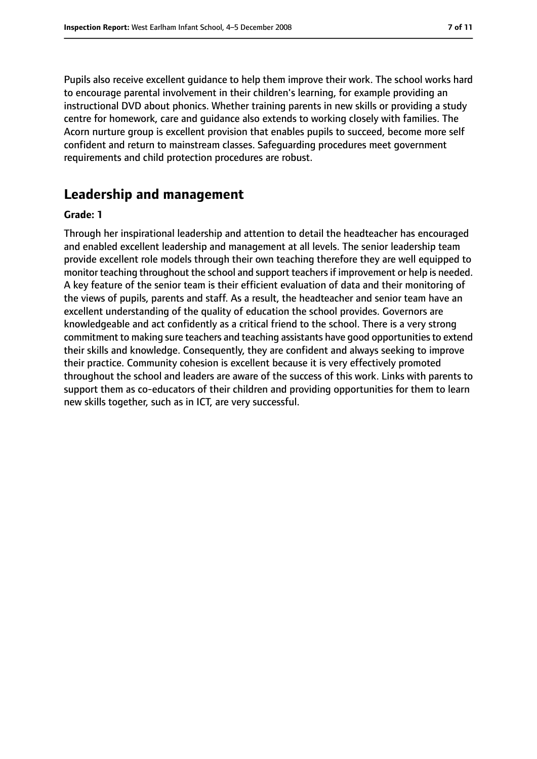Pupils also receive excellent guidance to help them improve their work. The school works hard to encourage parental involvement in their children's learning, for example providing an instructional DVD about phonics. Whether training parents in new skills or providing a study centre for homework, care and guidance also extends to working closely with families. The Acorn nurture group is excellent provision that enables pupils to succeed, become more self confident and return to mainstream classes. Safeguarding procedures meet government requirements and child protection procedures are robust.

## Leadership and management

**Grade: 1**

Through her inspirational leadership and attention to detail the headteacher has encouraged and enabled excellent leadership and management at all levels. The senior leadership team provide excellent role models through their own teaching therefore they are well equipped to monitor teaching throughout the school and support teachers if improvement or help is needed. A key feature of the senior team is their efficient evaluation of data and their monitoring of the views of pupils, parents and staff. As a result, the headteacher and senior team have an excellent understanding of the quality of education the school provides. Governors are knowledgeable and act confidently as a critical friend to the school. There is a very strong commitment to making sure teachers and teaching assistants have good opportunities to extend their skills and knowledge. Consequently, they are confident and always seeking to improve their practice. Community cohesion is excellent because it is very effectively promoted throughout the school and leaders are aware of the success of this work. Links with parents to support them as co-educators of their children and providing opportunities for them to learn new skills together, such as in ICT, are very successful.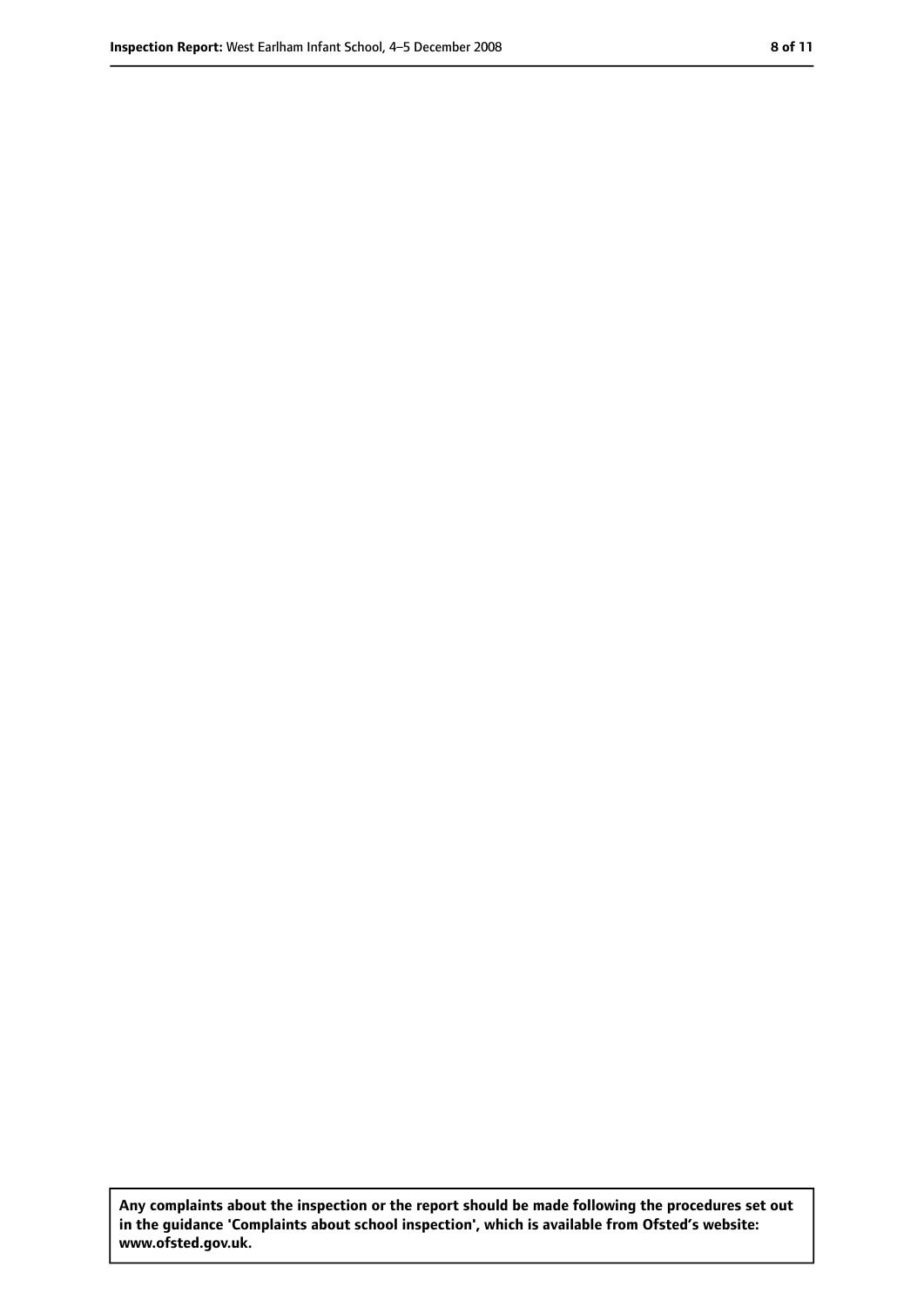**Any complaints about the inspection or the report should be made following the procedures set out in the guidance 'Complaints about school inspection', which is available from Ofsted's website: www.ofsted.gov.uk.**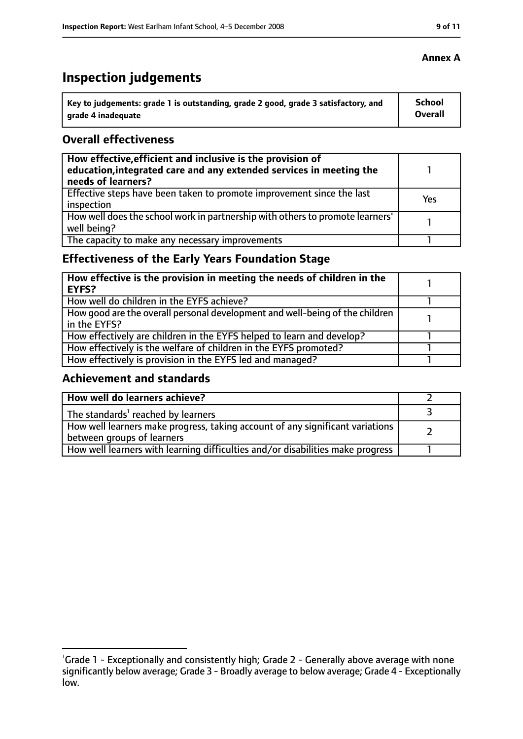**Annex A**

# Inspection judgements

| Key to judgements: grade 1 is outstanding, grade 2 good, grade 3 satisfactory, and grade 4 inadequate | School Overall |
| --- | --- |

## Overall effectiveness

| | |
| --- | --- |
| **How effective, efficient and inclusive is the provision of education, integrated care and any extended services in meeting the needs of learners?** | 1 |
| Effective steps have been taken to promote improvement since the last inspection | Yes |
| How well does the school work in partnership with others to promote learners' well being? | 1 |
| The capacity to make any necessary improvements | 1 |

## Effectiveness of the Early Years Foundation Stage

| | |
| --- | --- |
| **How effective is the provision in meeting the needs of children in the EYFS?** | 1 |
| How well do children in the EYFS achieve? | 1 |
| How good are the overall personal development and well-being of the children in the EYFS? | 1 |
| How effectively are children in the EYFS helped to learn and develop? | 1 |
| How effectively is the welfare of children in the EYFS promoted? | 1 |
| How effectively is provision in the EYFS led and managed? | 1 |

## Achievement and standards

| | |
| --- | --- |
| **How well do learners achieve?** | 2 |
| The standards[1] reached by learners | 3 |
| How well learners make progress, taking account of any significant variations between groups of learners | 2 |
| How well learners with learning difficulties and/or disabilities make progress | 1 |

[1]Grade 1 - Exceptionally and consistently high; Grade 2 - Generally above average with none significantly below average; Grade 3 - Broadly average to below average; Grade 4 - Exceptionally low.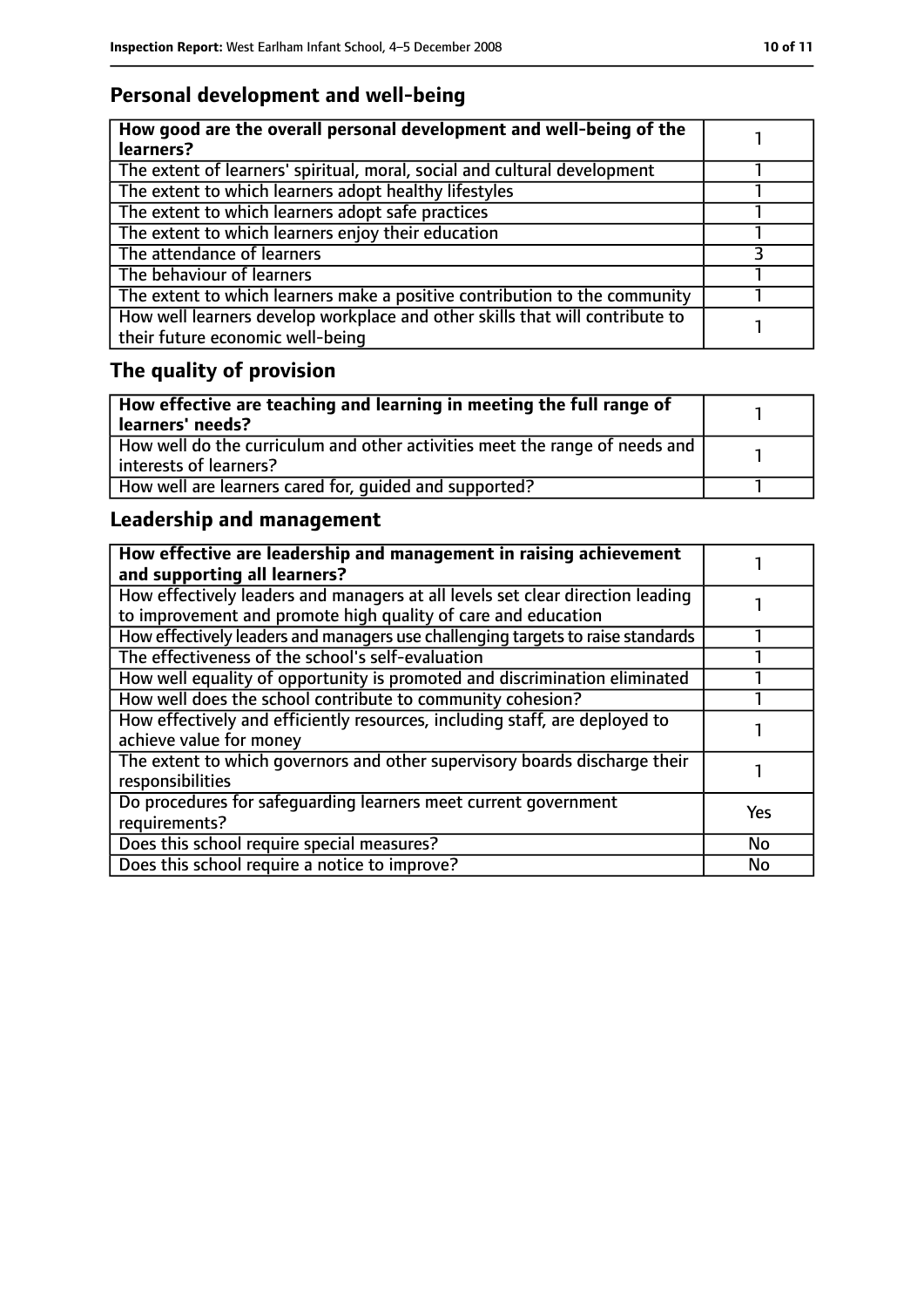## Personal development and well-being

| How good are the overall personal development and well-being of the learners? | 1 |
|---|---|
| The extent of learners' spiritual, moral, social and cultural development | 1 |
| The extent to which learners adopt healthy lifestyles | 1 |
| The extent to which learners adopt safe practices | 1 |
| The extent to which learners enjoy their education | 1 |
| The attendance of learners | 3 |
| The behaviour of learners | 1 |
| The extent to which learners make a positive contribution to the community | 1 |
| How well learners develop workplace and other skills that will contribute to their future economic well-being | 1 |

## The quality of provision

| How effective are teaching and learning in meeting the full range of learners' needs? | 1 |
|---|---|
| How well do the curriculum and other activities meet the range of needs and interests of learners? | 1 |
| How well are learners cared for, guided and supported? | 1 |

## Leadership and management

| How effective are leadership and management in raising achievement and supporting all learners? | 1 |
|---|---|
| How effectively leaders and managers at all levels set clear direction leading to improvement and promote high quality of care and education | 1 |
| How effectively leaders and managers use challenging targets to raise standards | 1 |
| The effectiveness of the school's self-evaluation | 1 |
| How well equality of opportunity is promoted and discrimination eliminated | 1 |
| How well does the school contribute to community cohesion? | 1 |
| How effectively and efficiently resources, including staff, are deployed to achieve value for money | 1 |
| The extent to which governors and other supervisory boards discharge their responsibilities | 1 |
| Do procedures for safeguarding learners meet current government requirements? | Yes |
| Does this school require special measures? | No |
| Does this school require a notice to improve? | No |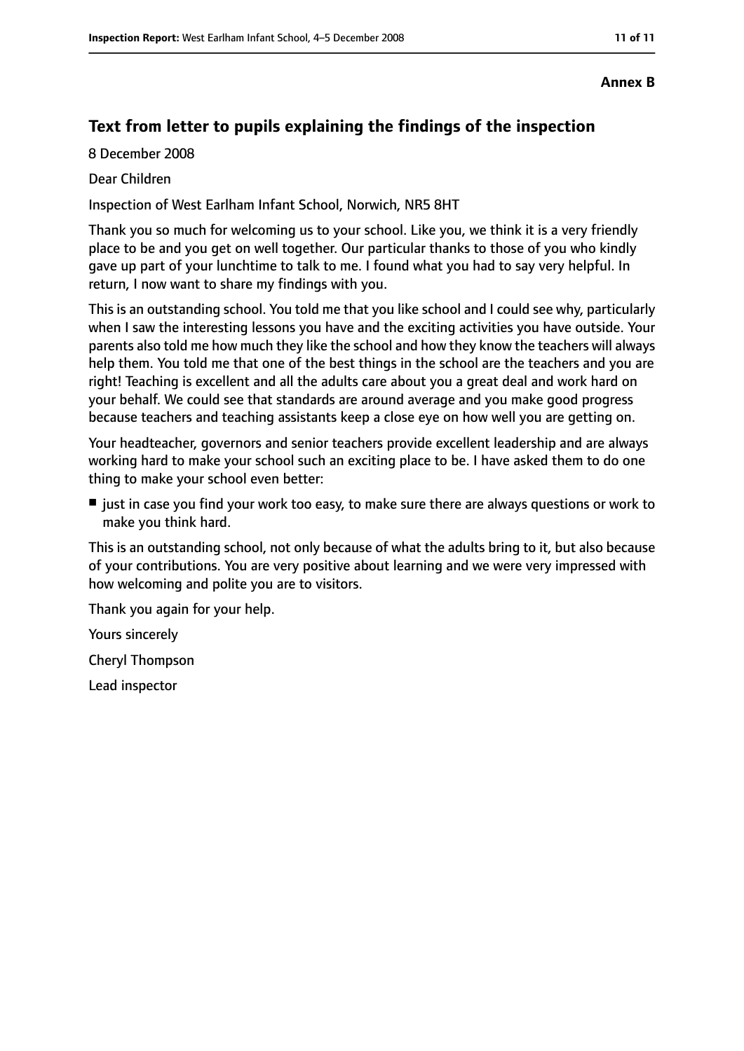**Annex B**

## Text from letter to pupils explaining the findings of the inspection

8 December 2008

Dear Children

Inspection of West Earlham Infant School, Norwich, NR5 8HT

Thank you so much for welcoming us to your school. Like you, we think it is a very friendly place to be and you get on well together. Our particular thanks to those of you who kindly gave up part of your lunchtime to talk to me. I found what you had to say very helpful. In return, I now want to share my findings with you.

This is an outstanding school. You told me that you like school and I could see why, particularly when I saw the interesting lessons you have and the exciting activities you have outside. Your parents also told me how much they like the school and how they know the teachers will always help them. You told me that one of the best things in the school are the teachers and you are right! Teaching is excellent and all the adults care about you a great deal and work hard on your behalf. We could see that standards are around average and you make good progress because teachers and teaching assistants keep a close eye on how well you are getting on.

Your headteacher, governors and senior teachers provide excellent leadership and are always working hard to make your school such an exciting place to be. I have asked them to do one thing to make your school even better:

- just in case you find your work too easy, to make sure there are always questions or work to make you think hard.

This is an outstanding school, not only because of what the adults bring to it, but also because of your contributions. You are very positive about learning and we were very impressed with how welcoming and polite you are to visitors.

Thank you again for your help.

Yours sincerely

Cheryl Thompson

Lead inspector